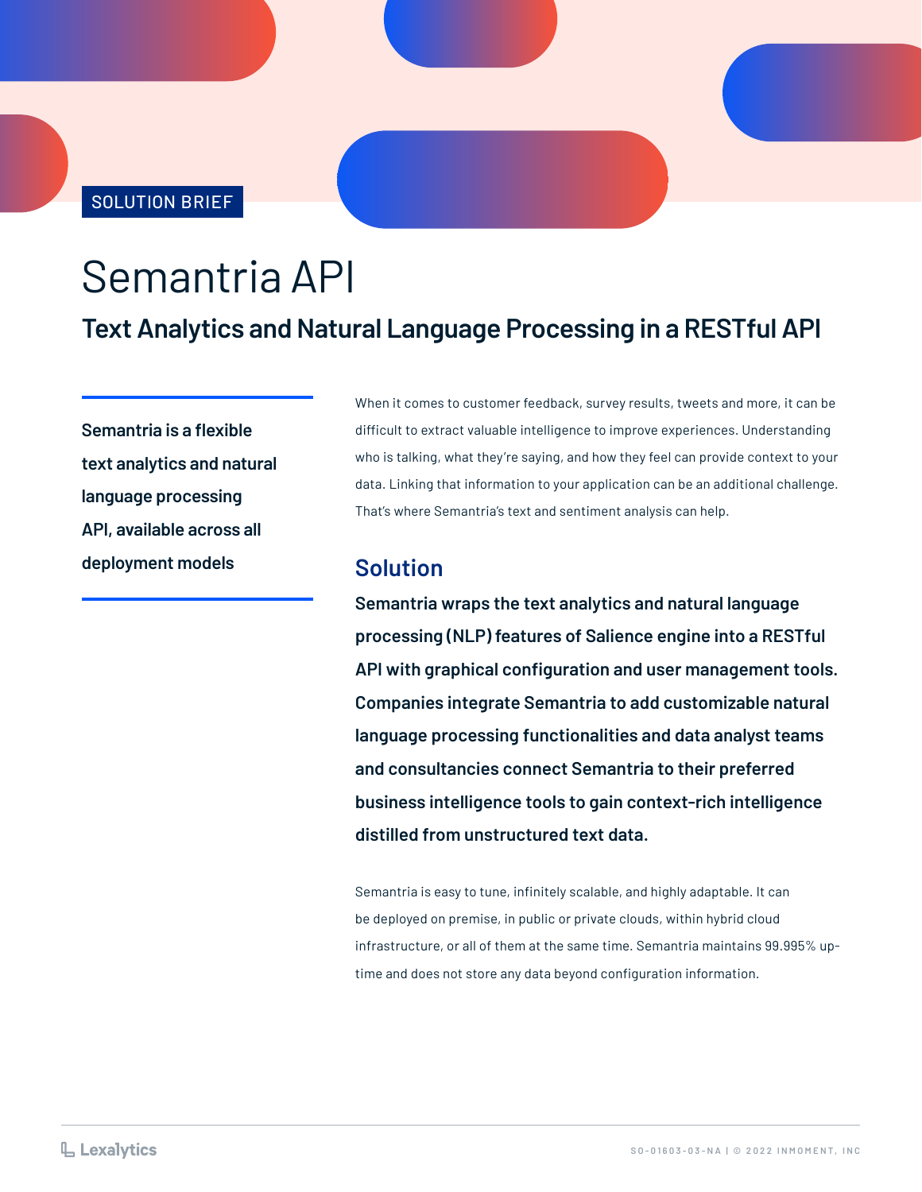SOLUTION BRIEF

# Semantria API

## Text Analytics and Natural Language Processing in a RESTful API

**Semantria is a flexible text analytics and natural language processing API, available across all deployment models**

When it comes to customer feedback, survey results, tweets and more, it can be difficult to extract valuable intelligence to improve experiences. Understanding who is talking, what they're saying, and how they feel can provide context to your data. Linking that information to your application can be an additional challenge. That's where Semantria's text and sentiment analysis can help.

## Solution

**Semantria wraps the text analytics and natural language processing (NLP) features of Salience engine into a RESTful API with graphical configuration and user management tools. Companies integrate Semantria to add customizable natural language processing functionalities and data analyst teams and consultancies connect Semantria to their preferred business intelligence tools to gain context-rich intelligence distilled from unstructured text data.**

Semantria is easy to tune, infinitely scalable, and highly adaptable. It can be deployed on premise, in public or private clouds, within hybrid cloud infrastructure, or all of them at the same time. Semantria maintains 99.995% up-time and does not store any data beyond configuration information.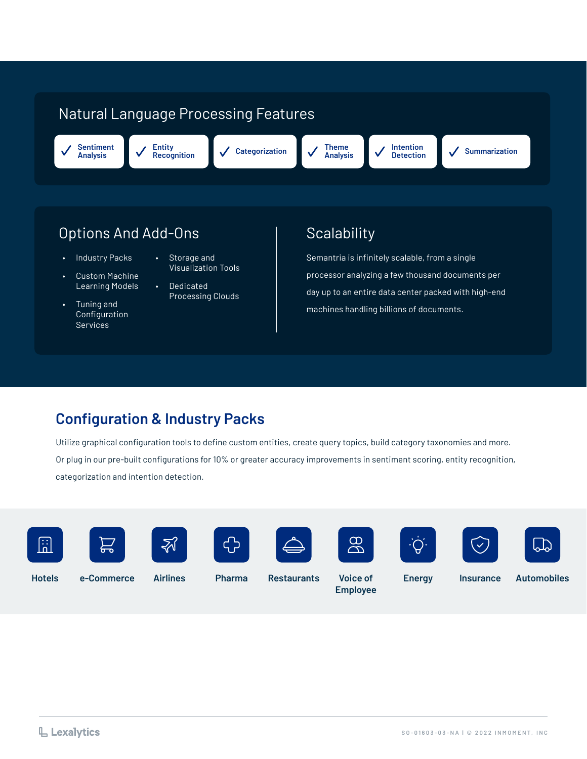## Natural Language Processing Features

- ✓ Sentiment Analysis
- ✓ Entity Recognition
- ✓ Categorization
- ✓ Theme Analysis
- ✓ Intention Detection
- ✓ Summarization

## Options And Add-Ons

- Industry Packs
- Custom Machine Learning Models
- Tuning and Configuration Services
- Storage and Visualization Tools
- Dedicated Processing Clouds

## Scalability

Semantria is infinitely scalable, from a single processor analyzing a few thousand documents per day up to an entire data center packed with high-end machines handling billions of documents.

## Configuration & Industry Packs

Utilize graphical configuration tools to define custom entities, create query topics, build category taxonomies and more. Or plug in our pre-built configurations for 10% or greater accuracy improvements in sentiment scoring, entity recognition, categorization and intention detection.

Hotels | e-Commerce | Airlines | Pharma | Restaurants | Voice of Employee | Energy | Insurance | Automobiles

Lexalytics

SO-01603-03-NA | © 2022 INMOMENT, INC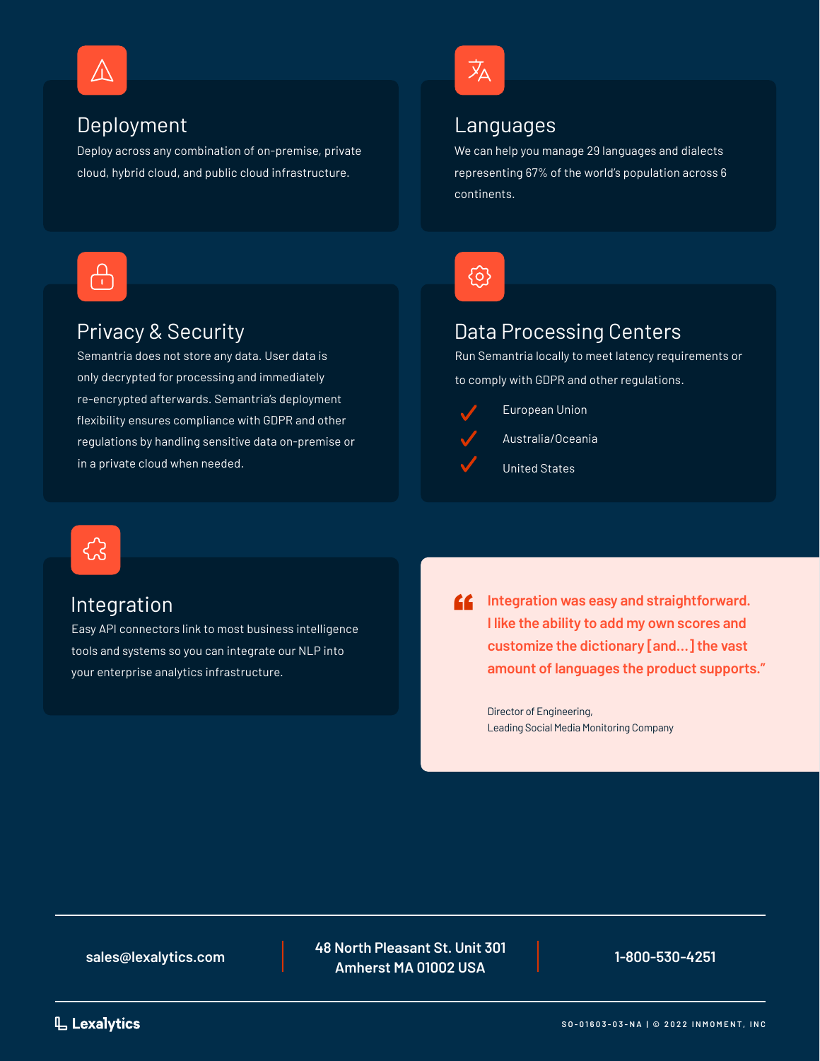## Deployment

Deploy across any combination of on-premise, private cloud, hybrid cloud, and public cloud infrastructure.

## Languages

We can help you manage 29 languages and dialects representing 67% of the world's population across 6 continents.

## Privacy & Security

Semantria does not store any data. User data is only decrypted for processing and immediately re-encrypted afterwards. Semantria's deployment flexibility ensures compliance with GDPR and other regulations by handling sensitive data on-premise or in a private cloud when needed.

## Data Processing Centers

Run Semantria locally to meet latency requirements or to comply with GDPR and other regulations.

- ✓ European Union
- ✓ Australia/Oceania
- ✓ United States

## Integration

Easy API connectors link to most business intelligence tools and systems so you can integrate our NLP into your enterprise analytics infrastructure.

> **"Integration was easy and straightforward. I like the ability to add my own scores and customize the dictionary [and...] the vast amount of languages the product supports."**
>
> Director of Engineering,
> Leading Social Media Monitoring Company

---

**sales@lexalytics.com** | **48 North Pleasant St. Unit 301 Amherst MA 01002 USA** | **1-800-530-4251**

---

**Lexalytics**

SO-01603-03-NA | © 2022 INMOMENT, INC